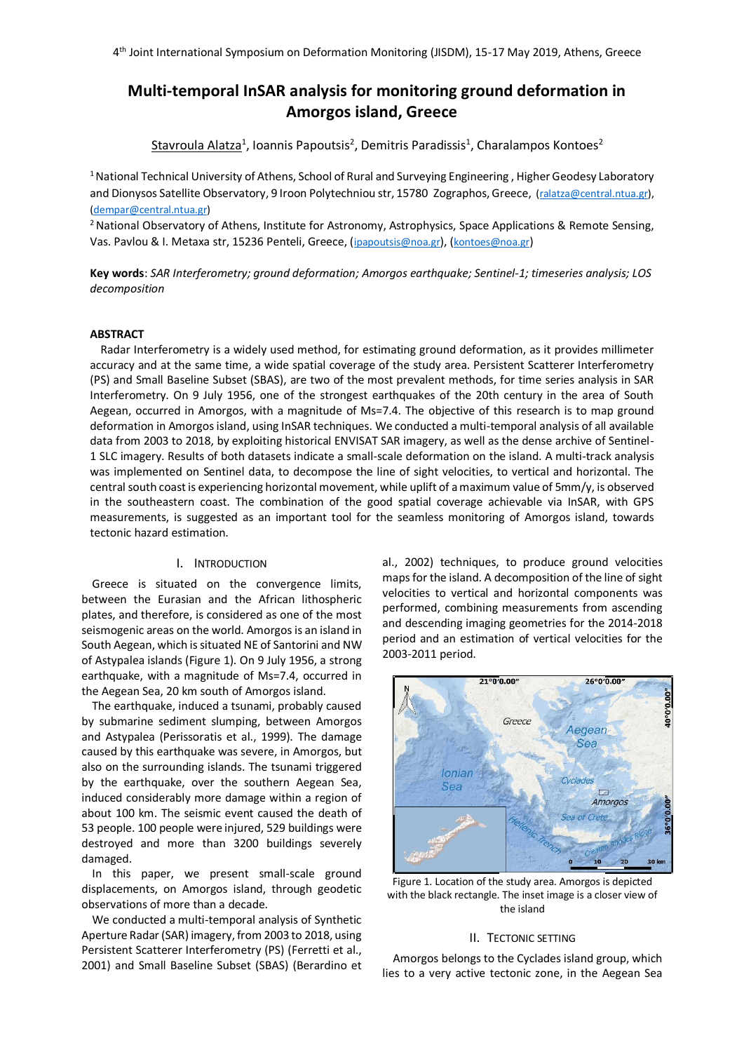# Multi-temporal InSAR analysis for monitoring ground deformation in Amorgos island, Greece

Stavroula Alatza[1], Ioannis Papoutsis[2], Demitris Paradissis[1], Charalampos Kontoes[2]

[1] National Technical University of Athens, School of Rural and Surveying Engineering , Higher Geodesy Laboratory and Dionysos Satellite Observatory, 9 Iroon Polytechniou str, 15780 Zographos, Greece, (ralatza@central.ntua.gr), (dempar@central.ntua.gr)

[2] National Observatory of Athens, Institute for Astronomy, Astrophysics, Space Applications & Remote Sensing, Vas. Pavlou & I. Metaxa str, 15236 Penteli, Greece, (ipapoutsis@noa.gr), (kontoes@noa.gr)

**Key words**: *SAR Interferometry; ground deformation; Amorgos earthquake; Sentinel-1; timeseries analysis; LOS decomposition*

## ABSTRACT

Radar Interferometry is a widely used method, for estimating ground deformation, as it provides millimeter accuracy and at the same time, a wide spatial coverage of the study area. Persistent Scatterer Interferometry (PS) and Small Baseline Subset (SBAS), are two of the most prevalent methods, for time series analysis in SAR Interferometry. On 9 July 1956, one of the strongest earthquakes of the 20th century in the area of South Aegean, occurred in Amorgos, with a magnitude of Ms=7.4. The objective of this research is to map ground deformation in Amorgos island, using InSAR techniques. We conducted a multi-temporal analysis of all available data from 2003 to 2018, by exploiting historical ENVISAT SAR imagery, as well as the dense archive of Sentinel-1 SLC imagery. Results of both datasets indicate a small-scale deformation on the island. A multi-track analysis was implemented on Sentinel data, to decompose the line of sight velocities, to vertical and horizontal. The central south coast is experiencing horizontal movement, while uplift of a maximum value of 5mm/y, is observed in the southeastern coast. The combination of the good spatial coverage achievable via InSAR, with GPS measurements, is suggested as an important tool for the seamless monitoring of Amorgos island, towards tectonic hazard estimation.

## I. Introduction

Greece is situated on the convergence limits, between the Eurasian and the African lithospheric plates, and therefore, is considered as one of the most seismogenic areas on the world. Amorgos is an island in South Aegean, which is situated NE of Santorini and NW of Astypalea islands (Figure 1). On 9 July 1956, a strong earthquake, with a magnitude of Ms=7.4, occurred in the Aegean Sea, 20 km south of Amorgos island.

The earthquake, induced a tsunami, probably caused by submarine sediment slumping, between Amorgos and Astypalea (Perissoratis et al., 1999). The damage caused by this earthquake was severe, in Amorgos, but also on the surrounding islands. The tsunami triggered by the earthquake, over the southern Aegean Sea, induced considerably more damage within a region of about 100 km. The seismic event caused the death of 53 people. 100 people were injured, 529 buildings were destroyed and more than 3200 buildings severely damaged.

In this paper, we present small-scale ground displacements, on Amorgos island, through geodetic observations of more than a decade.

We conducted a multi-temporal analysis of Synthetic Aperture Radar (SAR) imagery, from 2003 to 2018, using Persistent Scatterer Interferometry (PS) (Ferretti et al., 2001) and Small Baseline Subset (SBAS) (Berardino et al., 2002) techniques, to produce ground velocities maps for the island. A decomposition of the line of sight velocities to vertical and horizontal components was performed, combining measurements from ascending and descending imaging geometries for the 2014-2018 period and an estimation of vertical velocities for the 2003-2011 period.

Figure 1. Location of the study area. Amorgos is depicted with the black rectangle. The inset image is a closer view of the island

## II. Tectonic setting

Amorgos belongs to the Cyclades island group, which lies to a very active tectonic zone, in the Aegean Sea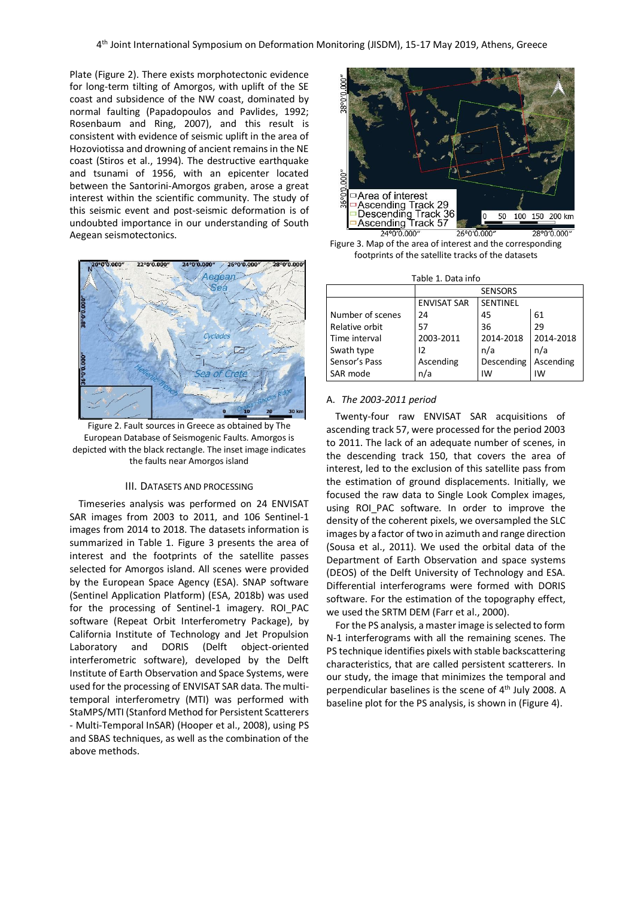Plate (Figure 2). There exists morphotectonic evidence for long-term tilting of Amorgos, with uplift of the SE coast and subsidence of the NW coast, dominated by normal faulting (Papadopoulos and Pavlides, 1992; Rosenbaum and Ring, 2007), and this result is consistent with evidence of seismic uplift in the area of Hozoviotissa and drowning of ancient remains in the NE coast (Stiros et al., 1994). The destructive earthquake and tsunami of 1956, with an epicenter located between the Santorini-Amorgos graben, arose a great interest within the scientific community. The study of this seismic event and post-seismic deformation is of undoubted importance in our understanding of South Aegean seismotectonics.

Figure 2. Fault sources in Greece as obtained by The European Database of Seismogenic Faults. Amorgos is depicted with the black rectangle. The inset image indicates the faults near Amorgos island

## III. Datasets and Processing

Timeseries analysis was performed on 24 ENVISAT SAR images from 2003 to 2011, and 106 Sentinel-1 images from 2014 to 2018. The datasets information is summarized in Table 1. Figure 3 presents the area of interest and the footprints of the satellite passes selected for Amorgos island. All scenes were provided by the European Space Agency (ESA). SNAP software (Sentinel Application Platform) (ESA, 2018b) was used for the processing of Sentinel-1 imagery. ROI_PAC software (Repeat Orbit Interferometry Package), by California Institute of Technology and Jet Propulsion Laboratory and DORIS (Delft object-oriented interferometric software), developed by the Delft Institute of Earth Observation and Space Systems, were used for the processing of ENVISAT SAR data. The multi-temporal interferometry (MTI) was performed with StaMPS/MTI (Stanford Method for Persistent Scatterers - Multi-Temporal InSAR) (Hooper et al., 2008), using PS and SBAS techniques, as well as the combination of the above methods.

Figure 3. Map of the area of interest and the corresponding footprints of the satellite tracks of the datasets

Table 1. Data info

| | SENSORS | | |
|---|---|---|---|
| | ENVISAT SAR | SENTINEL | |
| Number of scenes | 24 | 45 | 61 |
| Relative orbit | 57 | 36 | 29 |
| Time interval | 2003-2011 | 2014-2018 | 2014-2018 |
| Swath type | I2 | n/a | n/a |
| Sensor's Pass | Ascending | Descending | Ascending |
| SAR mode | n/a | IW | IW |

### A. *The 2003-2011 period*

Twenty-four raw ENVISAT SAR acquisitions of ascending track 57, were processed for the period 2003 to 2011. The lack of an adequate number of scenes, in the descending track 150, that covers the area of interest, led to the exclusion of this satellite pass from the estimation of ground displacements. Initially, we focused the raw data to Single Look Complex images, using ROI_PAC software. In order to improve the density of the coherent pixels, we oversampled the SLC images by a factor of two in azimuth and range direction (Sousa et al., 2011). We used the orbital data of the Department of Earth Observation and space systems (DEOS) of the Delft University of Technology and ESA. Differential interferograms were formed with DORIS software. For the estimation of the topography effect, we used the SRTM DEM (Farr et al., 2000).

For the PS analysis, a master image is selected to form N-1 interferograms with all the remaining scenes. The PS technique identifies pixels with stable backscattering characteristics, that are called persistent scatterers. In our study, the image that minimizes the temporal and perpendicular baselines is the scene of 4th July 2008. A baseline plot for the PS analysis, is shown in (Figure 4).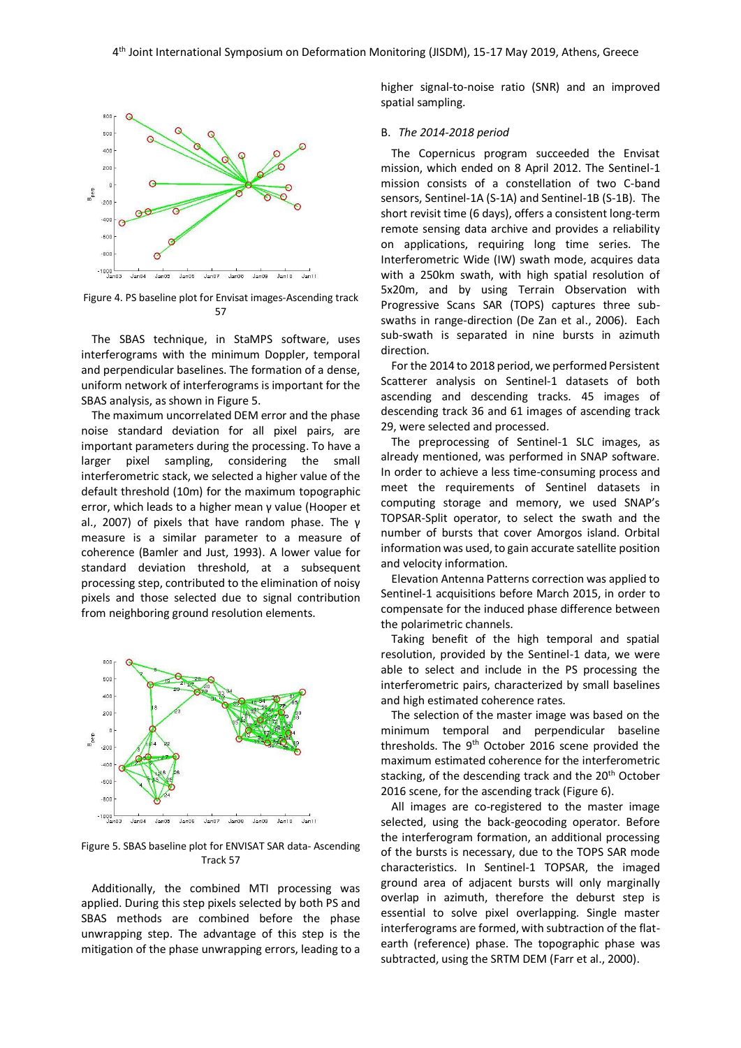Figure 4. PS baseline plot for Envisat images-Ascending track 57

The SBAS technique, in StaMPS software, uses interferograms with the minimum Doppler, temporal and perpendicular baselines. The formation of a dense, uniform network of interferograms is important for the SBAS analysis, as shown in Figure 5.

The maximum uncorrelated DEM error and the phase noise standard deviation for all pixel pairs, are important parameters during the processing. To have a larger pixel sampling, considering the small interferometric stack, we selected a higher value of the default threshold (10m) for the maximum topographic error, which leads to a higher mean γ value (Hooper et al., 2007) of pixels that have random phase. The γ measure is a similar parameter to a measure of coherence (Bamler and Just, 1993). A lower value for standard deviation threshold, at a subsequent processing step, contributed to the elimination of noisy pixels and those selected due to signal contribution from neighboring ground resolution elements.

Figure 5. SBAS baseline plot for ENVISAT SAR data- Ascending Track 57

Additionally, the combined MTI processing was applied. During this step pixels selected by both PS and SBAS methods are combined before the phase unwrapping step. The advantage of this step is the mitigation of the phase unwrapping errors, leading to a higher signal-to-noise ratio (SNR) and an improved spatial sampling.

## B. *The 2014-2018 period*

The Copernicus program succeeded the Envisat mission, which ended on 8 April 2012. The Sentinel-1 mission consists of a constellation of two C-band sensors, Sentinel-1A (S-1A) and Sentinel-1B (S-1B). The short revisit time (6 days), offers a consistent long-term remote sensing data archive and provides a reliability on applications, requiring long time series. The Interferometric Wide (IW) swath mode, acquires data with a 250km swath, with high spatial resolution of 5x20m, and by using Terrain Observation with Progressive Scans SAR (TOPS) captures three sub-swaths in range-direction (De Zan et al., 2006). Each sub-swath is separated in nine bursts in azimuth direction.

For the 2014 to 2018 period, we performed Persistent Scatterer analysis on Sentinel-1 datasets of both ascending and descending tracks. 45 images of descending track 36 and 61 images of ascending track 29, were selected and processed.

The preprocessing of Sentinel-1 SLC images, as already mentioned, was performed in SNAP software. In order to achieve a less time-consuming process and meet the requirements of Sentinel datasets in computing storage and memory, we used SNAP's TOPSAR-Split operator, to select the swath and the number of bursts that cover Amorgos island. Orbital information was used, to gain accurate satellite position and velocity information.

Elevation Antenna Patterns correction was applied to Sentinel-1 acquisitions before March 2015, in order to compensate for the induced phase difference between the polarimetric channels.

Taking benefit of the high temporal and spatial resolution, provided by the Sentinel-1 data, we were able to select and include in the PS processing the interferometric pairs, characterized by small baselines and high estimated coherence rates.

The selection of the master image was based on the minimum temporal and perpendicular baseline thresholds. The 9[th] October 2016 scene provided the maximum estimated coherence for the interferometric stacking, of the descending track and the 20[th] October 2016 scene, for the ascending track (Figure 6).

All images are co-registered to the master image selected, using the back-geocoding operator. Before the interferogram formation, an additional processing of the bursts is necessary, due to the TOPS SAR mode characteristics. In Sentinel-1 TOPSAR, the imaged ground area of adjacent bursts will only marginally overlap in azimuth, therefore the deburst step is essential to solve pixel overlapping. Single master interferograms are formed, with subtraction of the flat-earth (reference) phase. The topographic phase was subtracted, using the SRTM DEM (Farr et al., 2000).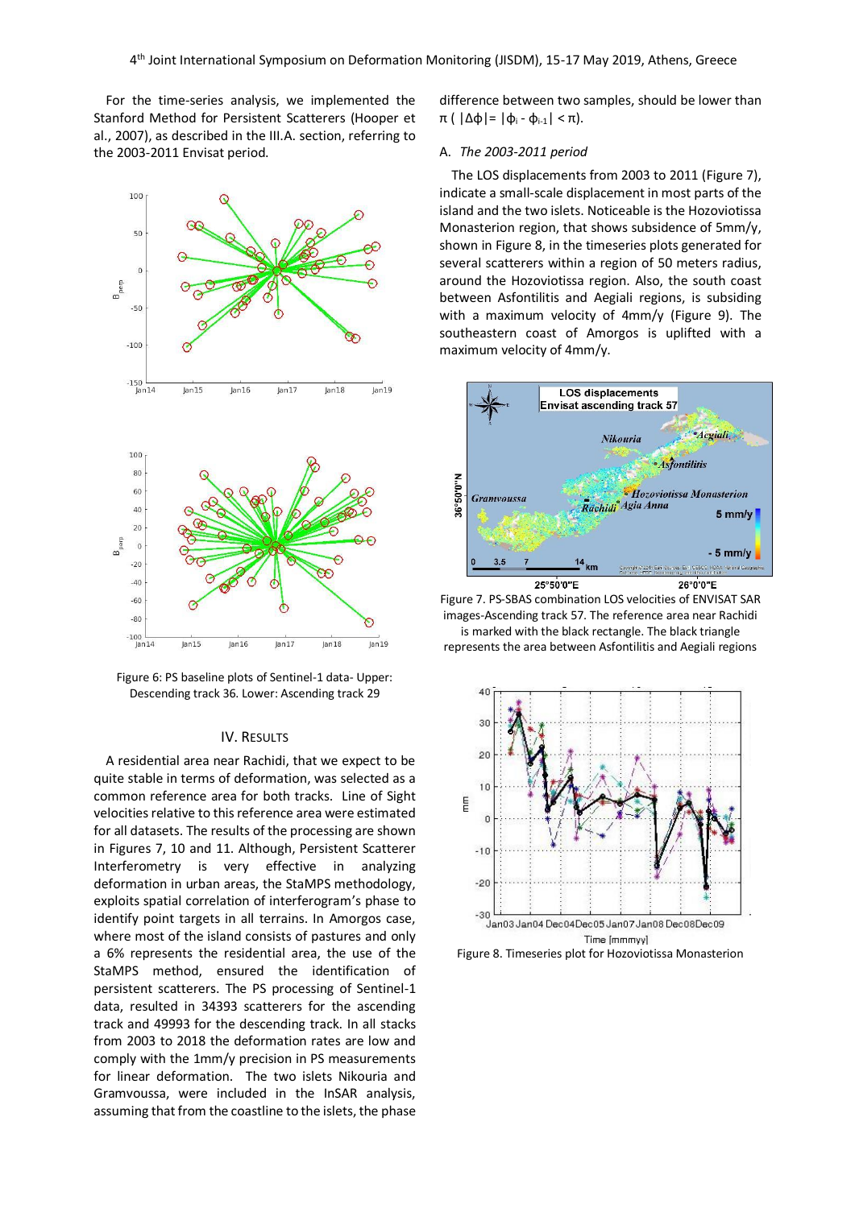For the time-series analysis, we implemented the Stanford Method for Persistent Scatterers (Hooper et al., 2007), as described in the III.A. section, referring to the 2003-2011 Envisat period.

Figure 6: PS baseline plots of Sentinel-1 data- Upper: Descending track 36. Lower: Ascending track 29

## IV. RESULTS

A residential area near Rachidi, that we expect to be quite stable in terms of deformation, was selected as a common reference area for both tracks. Line of Sight velocities relative to this reference area were estimated for all datasets. The results of the processing are shown in Figures 7, 10 and 11. Although, Persistent Scatterer Interferometry is very effective in analyzing deformation in urban areas, the StaMPS methodology, exploits spatial correlation of interferogram's phase to identify point targets in all terrains. In Amorgos case, where most of the island consists of pastures and only a 6% represents the residential area, the use of the StaMPS method, ensured the identification of persistent scatterers. The PS processing of Sentinel-1 data, resulted in 34393 scatterers for the ascending track and 49993 for the descending track. In all stacks from 2003 to 2018 the deformation rates are low and comply with the 1mm/y precision in PS measurements for linear deformation. The two islets Nikouria and Gramvoussa, were included in the InSAR analysis, assuming that from the coastline to the islets, the phase difference between two samples, should be lower than $\pi$ ( $|\Delta\phi| = |\phi_i - \phi_{i-1}| < \pi$).

### A. *The 2003-2011 period*

The LOS displacements from 2003 to 2011 (Figure 7), indicate a small-scale displacement in most parts of the island and the two islets. Noticeable is the Hozoviotissa Monasterion region, that shows subsidence of 5mm/y, shown in Figure 8, in the timeseries plots generated for several scatterers within a region of 50 meters radius, around the Hozoviotissa region. Also, the south coast between Asfontilitis and Aegiali regions, is subsiding with a maximum velocity of 4mm/y (Figure 9). The southeastern coast of Amorgos is uplifted with a maximum velocity of 4mm/y.

Figure 7. PS-SBAS combination LOS velocities of ENVISAT SAR images-Ascending track 57. The reference area near Rachidi is marked with the black rectangle. The black triangle represents the area between Asfontilitis and Aegiali regions

Figure 8. Timeseries plot for Hozoviotissa Monasterion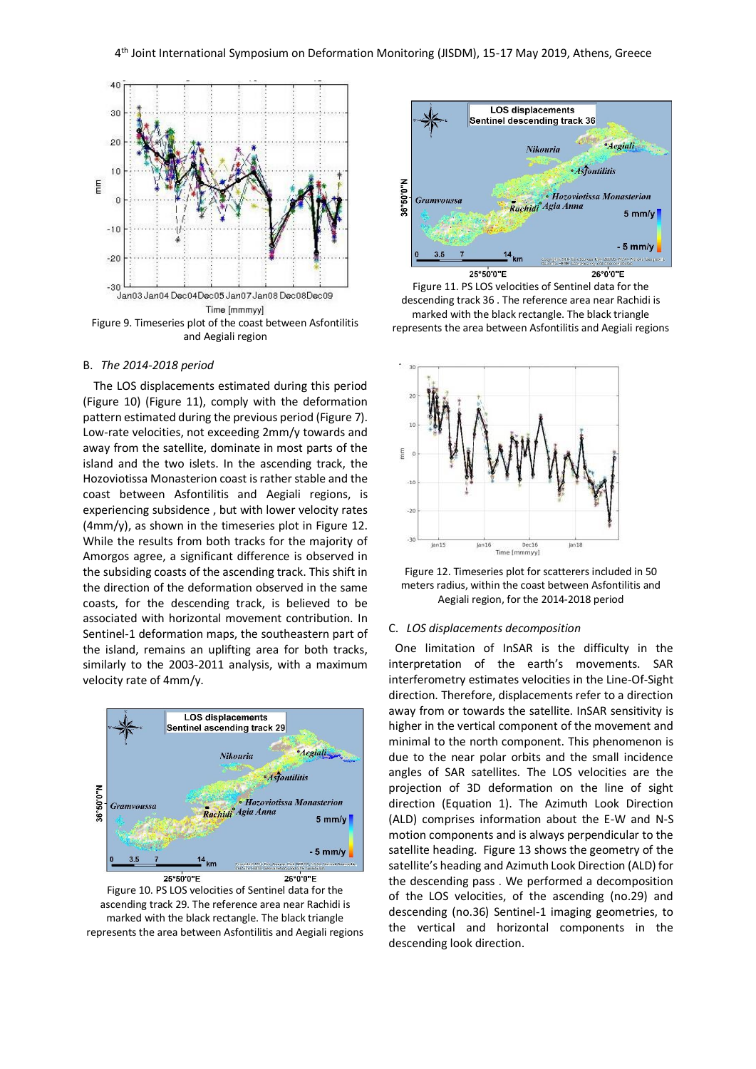Figure 9. Timeseries plot of the coast between Asfontilitis and Aegiali region

### B. *The 2014-2018 period*

The LOS displacements estimated during this period (Figure 10) (Figure 11), comply with the deformation pattern estimated during the previous period (Figure 7). Low-rate velocities, not exceeding 2mm/y towards and away from the satellite, dominate in most parts of the island and the two islets. In the ascending track, the Hozoviotissa Monasterion coast is rather stable and the coast between Asfontilitis and Aegiali regions, is experiencing subsidence , but with lower velocity rates (4mm/y), as shown in the timeseries plot in Figure 12. While the results from both tracks for the majority of Amorgos agree, a significant difference is observed in the subsiding coasts of the ascending track. This shift in the direction of the deformation observed in the same coasts, for the descending track, is believed to be associated with horizontal movement contribution. In Sentinel-1 deformation maps, the southeastern part of the island, remains an uplifting area for both tracks, similarly to the 2003-2011 analysis, with a maximum velocity rate of 4mm/y.

Figure 10. PS LOS velocities of Sentinel data for the ascending track 29. The reference area near Rachidi is marked with the black rectangle. The black triangle represents the area between Asfontilitis and Aegiali regions

Figure 11. PS LOS velocities of Sentinel data for the descending track 36 . The reference area near Rachidi is marked with the black rectangle. The black triangle represents the area between Asfontilitis and Aegiali regions

Figure 12. Timeseries plot for scatterers included in 50 meters radius, within the coast between Asfontilitis and Aegiali region, for the 2014-2018 period

### C. *LOS displacements decomposition*

One limitation of InSAR is the difficulty in the interpretation of the earth's movements. SAR interferometry estimates velocities in the Line-Of-Sight direction. Therefore, displacements refer to a direction away from or towards the satellite. InSAR sensitivity is higher in the vertical component of the movement and minimal to the north component. This phenomenon is due to the near polar orbits and the small incidence angles of SAR satellites. The LOS velocities are the projection of 3D deformation on the line of sight direction (Equation 1). The Azimuth Look Direction (ALD) comprises information about the E-W and N-S motion components and is always perpendicular to the satellite heading. Figure 13 shows the geometry of the satellite's heading and Azimuth Look Direction (ALD) for the descending pass . We performed a decomposition of the LOS velocities, of the ascending (no.29) and descending (no.36) Sentinel-1 imaging geometries, to the vertical and horizontal components in the descending look direction.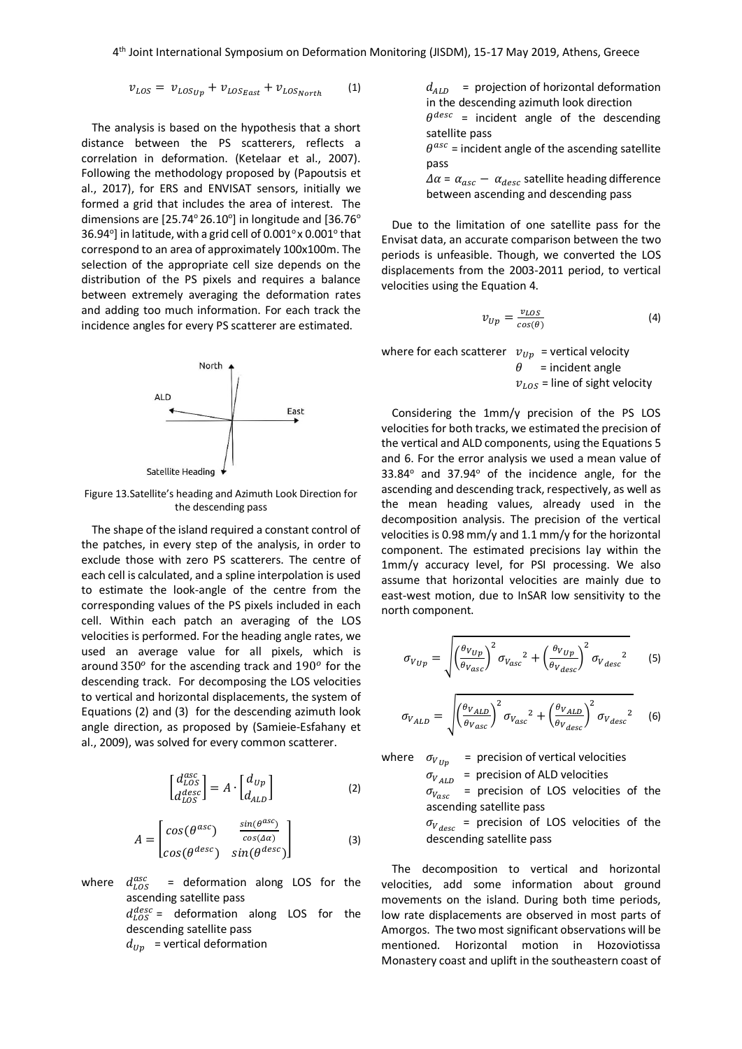$$v_{LOS} = v_{LOS_{Up}} + v_{LOS_{East}} + v_{LOS_{North}} \quad (1)$$

The analysis is based on the hypothesis that a short distance between the PS scatterers, reflects a correlation in deformation. (Ketelaar et al., 2007). Following the methodology proposed by (Papoutsis et al., 2017), for ERS and ENVISAT sensors, initially we formed a grid that includes the area of interest. The dimensions are [25.74° 26.10°] in longitude and [36.76° 36.94°] in latitude, with a grid cell of 0.001° x 0.001° that correspond to an area of approximately 100x100m. The selection of the appropriate cell size depends on the distribution of the PS pixels and requires a balance between extremely averaging the deformation rates and adding too much information. For each track the incidence angles for every PS scatterer are estimated.

Figure 13.Satellite's heading and Azimuth Look Direction for the descending pass

The shape of the island required a constant control of the patches, in every step of the analysis, in order to exclude those with zero PS scatterers. The centre of each cell is calculated, and a spline interpolation is used to estimate the look-angle of the centre from the corresponding values of the PS pixels included in each cell. Within each patch an averaging of the LOS velocities is performed. For the heading angle rates, we used an average value for all pixels, which is around $350^o$ for the ascending track and $190^o$ for the descending track. For decomposing the LOS velocities to vertical and horizontal displacements, the system of Equations (2) and (3) for the descending azimuth look angle direction, as proposed by (Samieie-Esfahany et al., 2009), was solved for every common scatterer.

$$\begin{bmatrix} d_{LOS}^{asc} \\ d_{LOS}^{desc} \end{bmatrix} = A \cdot \begin{bmatrix} d_{Up} \\ d_{ALD} \end{bmatrix} \quad (2)$$

$$A = \begin{bmatrix} \cos(\theta^{asc}) & \frac{\sin(\theta^{asc})}{\cos(\Delta\alpha)} \\ \cos(\theta^{desc}) & \sin(\theta^{desc}) \end{bmatrix} \quad (3)$$

where $d_{LOS}^{asc}$ = deformation along LOS for the ascending satellite pass
$d_{LOS}^{desc}$ = deformation along LOS for the descending satellite pass
$d_{Up}$ = vertical deformation
$d_{ALD}$ = projection of horizontal deformation in the descending azimuth look direction
$\theta^{desc}$ = incident angle of the descending satellite pass
$\theta^{asc}$ = incident angle of the ascending satellite pass
$\Delta\alpha = \alpha_{asc} - \alpha_{desc}$ satellite heading difference between ascending and descending pass

Due to the limitation of one satellite pass for the Envisat data, an accurate comparison between the two periods is unfeasible. Though, we converted the LOS displacements from the 2003-2011 period, to vertical velocities using the Equation 4.

$$v_{Up} = \frac{v_{LOS}}{\cos(\theta)} \quad (4)$$

where for each scatterer $v_{Up}$ = vertical velocity
$\theta$ = incident angle
$v_{LOS}$ = line of sight velocity

Considering the 1mm/y precision of the PS LOS velocities for both tracks, we estimated the precision of the vertical and ALD components, using the Equations 5 and 6. For the error analysis we used a mean value of 33.84° and 37.94° of the incidence angle, for the ascending and descending track, respectively, as well as the mean heading values, already used in the decomposition analysis. The precision of the vertical velocities is 0.98 mm/y and 1.1 mm/y for the horizontal component. The estimated precisions lay within the 1mm/y accuracy level, for PSI processing. We also assume that horizontal velocities are mainly due to east-west motion, due to InSAR low sensitivity to the north component.

$$\sigma_{V_{Up}} = \sqrt{\left(\frac{\theta_{V_{Up}}}{\theta_{V_{asc}}}\right)^2 \sigma_{V_{asc}}{}^2 + \left(\frac{\theta_{V_{Up}}}{\theta_{V_{desc}}}\right)^2 \sigma_{V_{desc}}{}^2} \quad (5)$$

$$\sigma_{V_{ALD}} = \sqrt{\left(\frac{\theta_{V_{ALD}}}{\theta_{V_{asc}}}\right)^2 \sigma_{V_{asc}}{}^2 + \left(\frac{\theta_{V_{ALD}}}{\theta_{V_{desc}}}\right)^2 \sigma_{V_{desc}}{}^2} \quad (6)$$

where $\sigma_{V_{Up}}$ = precision of vertical velocities
$\sigma_{V_{ALD}}$ = precision of ALD velocities
$\sigma_{V_{asc}}$ = precision of LOS velocities of the ascending satellite pass
$\sigma_{V_{desc}}$ = precision of LOS velocities of the descending satellite pass

The decomposition to vertical and horizontal velocities, add some information about ground movements on the island. During both time periods, low rate displacements are observed in most parts of Amorgos. The two most significant observations will be mentioned. Horizontal motion in Hozoviotissa Monastery coast and uplift in the southeastern coast of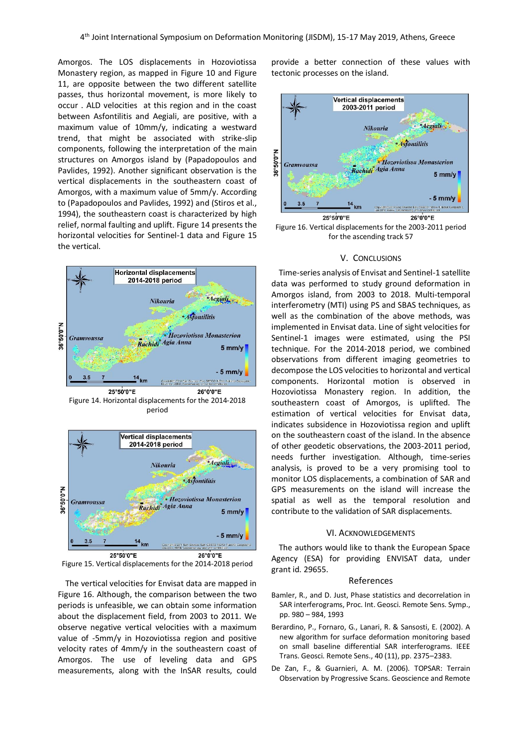Amorgos. The LOS displacements in Hozoviotissa Monastery region, as mapped in Figure 10 and Figure 11, are opposite between the two different satellite passes, thus horizontal movement, is more likely to occur . ALD velocities at this region and in the coast between Asfontilitis and Aegiali, are positive, with a maximum value of 10mm/y, indicating a westward trend, that might be associated with strike-slip components, following the interpretation of the main structures on Amorgos island by (Papadopoulos and Pavlides, 1992). Another significant observation is the vertical displacements in the southeastern coast of Amorgos, with a maximum value of 5mm/y. According to (Papadopoulos and Pavlides, 1992) and (Stiros et al., 1994), the southeastern coast is characterized by high relief, normal faulting and uplift. Figure 14 presents the horizontal velocities for Sentinel-1 data and Figure 15 the vertical.

Figure 14. Horizontal displacements for the 2014-2018 period

Figure 15. Vertical displacements for the 2014-2018 period

The vertical velocities for Envisat data are mapped in Figure 16. Although, the comparison between the two periods is unfeasible, we can obtain some information about the displacement field, from 2003 to 2011. We observe negative vertical velocities with a maximum value of -5mm/y in Hozoviotissa region and positive velocity rates of 4mm/y in the southeastern coast of Amorgos. The use of leveling data and GPS measurements, along with the InSAR results, could provide a better connection of these values with tectonic processes on the island.

Figure 16. Vertical displacements for the 2003-2011 period for the ascending track 57

## V. Conclusions

Time-series analysis of Envisat and Sentinel-1 satellite data was performed to study ground deformation in Amorgos island, from 2003 to 2018. Multi-temporal interferometry (MTI) using PS and SBAS techniques, as well as the combination of the above methods, was implemented in Envisat data. Line of sight velocities for Sentinel-1 images were estimated, using the PSI technique. For the 2014-2018 period, we combined observations from different imaging geometries to decompose the LOS velocities to horizontal and vertical components. Horizontal motion is observed in Hozoviotissa Monastery region. In addition, the southeastern coast of Amorgos, is uplifted. The estimation of vertical velocities for Envisat data, indicates subsidence in Hozoviotissa region and uplift on the southeastern coast of the island. In the absence of other geodetic observations, the 2003-2011 period, needs further investigation. Although, time-series analysis, is proved to be a very promising tool to monitor LOS displacements, a combination of SAR and GPS measurements on the island will increase the spatial as well as the temporal resolution and contribute to the validation of SAR displacements.

## VI. Acknowledgements

The authors would like to thank the European Space Agency (ESA) for providing ENVISAT data, under grant id. 29655.

## References

Bamler, R., and D. Just, Phase statistics and decorrelation in SAR interferograms, Proc. Int. Geosci. Remote Sens. Symp., pp. 980 – 984, 1993

Berardino, P., Fornaro, G., Lanari, R. & Sansosti, E. (2002). A new algorithm for surface deformation monitoring based on small baseline differential SAR interferograms. IEEE Trans. Geosci. Remote Sens., 40 (11), pp. 2375–2383.

De Zan, F., & Guarnieri, A. M. (2006). TOPSAR: Terrain Observation by Progressive Scans. Geoscience and Remote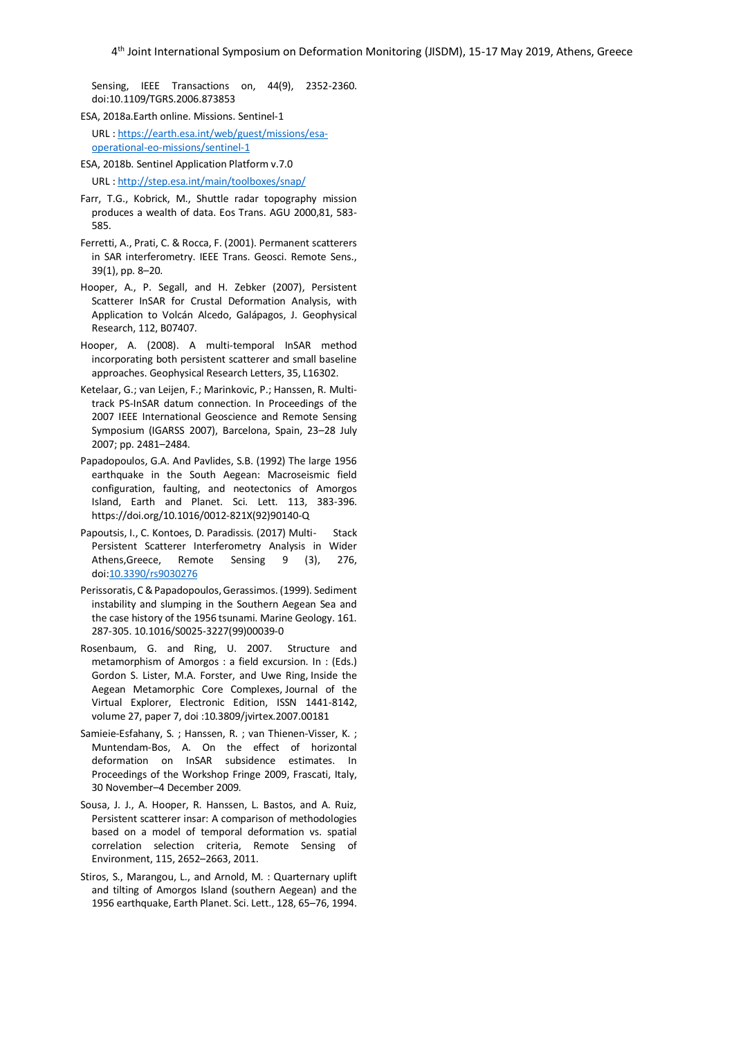Sensing, IEEE Transactions on, 44(9), 2352-2360. doi:10.1109/TGRS.2006.873853

ESA, 2018a.Earth online. Missions. Sentinel-1

URL : https://earth.esa.int/web/guest/missions/esa-operational-eo-missions/sentinel-1

ESA, 2018b. Sentinel Application Platform v.7.0

URL : http://step.esa.int/main/toolboxes/snap/

Farr, T.G., Kobrick, M., Shuttle radar topography mission produces a wealth of data. Eos Trans. AGU 2000,81, 583-585.

Ferretti, A., Prati, C. & Rocca, F. (2001). Permanent scatterers in SAR interferometry. IEEE Trans. Geosci. Remote Sens., 39(1), pp. 8–20.

Hooper, A., P. Segall, and H. Zebker (2007), Persistent Scatterer InSAR for Crustal Deformation Analysis, with Application to Volcán Alcedo, Galápagos, J. Geophysical Research, 112, B07407.

Hooper, A. (2008). A multi-temporal InSAR method incorporating both persistent scatterer and small baseline approaches. Geophysical Research Letters, 35, L16302.

Ketelaar, G.; van Leijen, F.; Marinkovic, P.; Hanssen, R. Multi-track PS-InSAR datum connection. In Proceedings of the 2007 IEEE International Geoscience and Remote Sensing Symposium (IGARSS 2007), Barcelona, Spain, 23–28 July 2007; pp. 2481–2484.

Papadopoulos, G.A. And Pavlides, S.B. (1992) The large 1956 earthquake in the South Aegean: Macroseismic field configuration, faulting, and neotectonics of Amorgos Island, Earth and Planet. Sci. Lett. 113, 383-396. https://doi.org/10.1016/0012-821X(92)90140-Q

Papoutsis, I., C. Kontoes, D. Paradissis. (2017) Multi- Stack Persistent Scatterer Interferometry Analysis in Wider Athens,Greece, Remote Sensing 9 (3), 276, doi:10.3390/rs9030276

Perissoratis, C & Papadopoulos, Gerassimos. (1999). Sediment instability and slumping in the Southern Aegean Sea and the case history of the 1956 tsunami. Marine Geology. 161. 287-305. 10.1016/S0025-3227(99)00039-0

Rosenbaum, G. and Ring, U. 2007. Structure and metamorphism of Amorgos : a field excursion. In : (Eds.) Gordon S. Lister, M.A. Forster, and Uwe Ring, Inside the Aegean Metamorphic Core Complexes, Journal of the Virtual Explorer, Electronic Edition, ISSN 1441-8142, volume 27, paper 7, doi :10.3809/jvirtex.2007.00181

Samieie-Esfahany, S. ; Hanssen, R. ; van Thienen-Visser, K. ; Muntendam-Bos, A. On the effect of horizontal deformation on InSAR subsidence estimates. In Proceedings of the Workshop Fringe 2009, Frascati, Italy, 30 November–4 December 2009.

Sousa, J. J., A. Hooper, R. Hanssen, L. Bastos, and A. Ruiz, Persistent scatterer insar: A comparison of methodologies based on a model of temporal deformation vs. spatial correlation selection criteria, Remote Sensing of Environment, 115, 2652–2663, 2011.

Stiros, S., Marangou, L., and Arnold, M. : Quarternary uplift and tilting of Amorgos Island (southern Aegean) and the 1956 earthquake, Earth Planet. Sci. Lett., 128, 65–76, 1994.